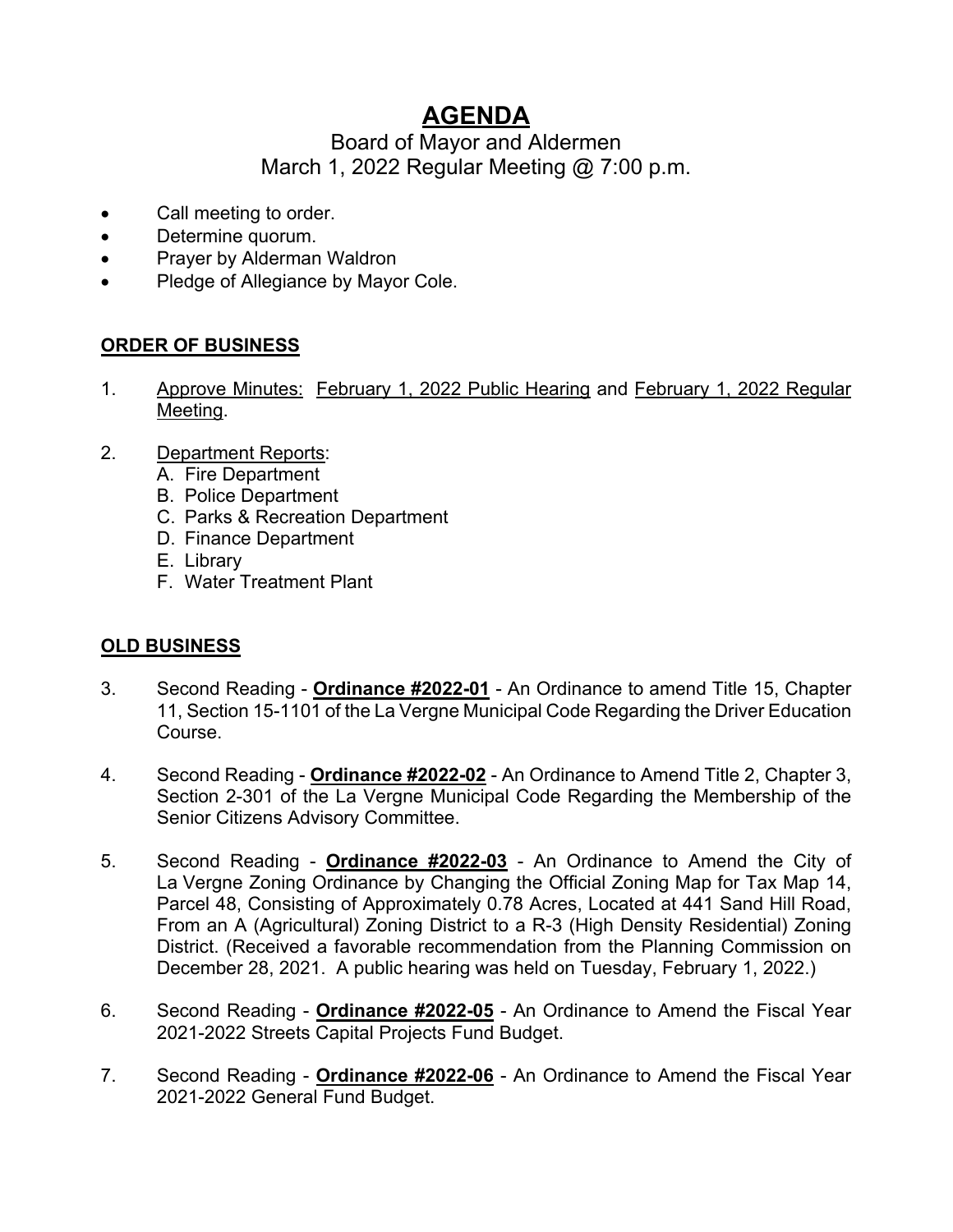# AGENDA

Board of Mayor and Aldermen
March 1, 2022 Regular Meeting @ 7:00 p.m.

- Call meeting to order.
- Determine quorum.
- Prayer by Alderman Waldron
- Pledge of Allegiance by Mayor Cole.

## ORDER OF BUSINESS

1. Approve Minutes: February 1, 2022 Public Hearing and February 1, 2022 Regular Meeting.

2. Department Reports:
   A. Fire Department
   B. Police Department
   C. Parks & Recreation Department
   D. Finance Department
   E. Library
   F. Water Treatment Plant

## OLD BUSINESS

3. Second Reading - **Ordinance #2022-01** - An Ordinance to amend Title 15, Chapter 11, Section 15-1101 of the La Vergne Municipal Code Regarding the Driver Education Course.

4. Second Reading - **Ordinance #2022-02** - An Ordinance to Amend Title 2, Chapter 3, Section 2-301 of the La Vergne Municipal Code Regarding the Membership of the Senior Citizens Advisory Committee.

5. Second Reading - **Ordinance #2022-03** - An Ordinance to Amend the City of La Vergne Zoning Ordinance by Changing the Official Zoning Map for Tax Map 14, Parcel 48, Consisting of Approximately 0.78 Acres, Located at 441 Sand Hill Road, From an A (Agricultural) Zoning District to a R-3 (High Density Residential) Zoning District. (Received a favorable recommendation from the Planning Commission on December 28, 2021. A public hearing was held on Tuesday, February 1, 2022.)

6. Second Reading - **Ordinance #2022-05** - An Ordinance to Amend the Fiscal Year 2021-2022 Streets Capital Projects Fund Budget.

7. Second Reading - **Ordinance #2022-06** - An Ordinance to Amend the Fiscal Year 2021-2022 General Fund Budget.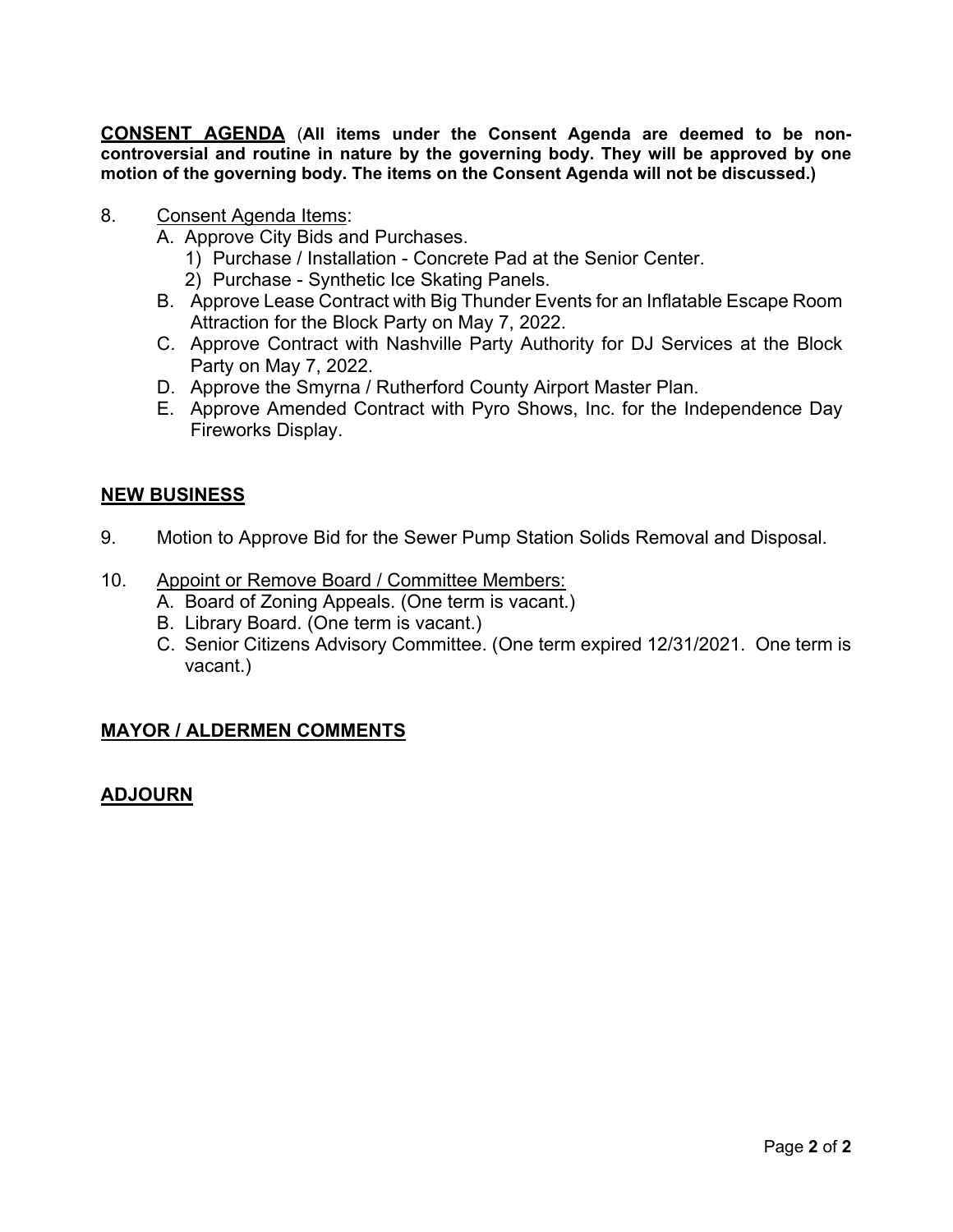**CONSENT AGENDA** (**All items under the Consent Agenda are deemed to be non-controversial and routine in nature by the governing body. They will be approved by one motion of the governing body. The items on the Consent Agenda will not be discussed.)**

8. Consent Agenda Items:
   A. Approve City Bids and Purchases.
      1) Purchase / Installation - Concrete Pad at the Senior Center.
      2) Purchase - Synthetic Ice Skating Panels.
   B. Approve Lease Contract with Big Thunder Events for an Inflatable Escape Room Attraction for the Block Party on May 7, 2022.
   C. Approve Contract with Nashville Party Authority for DJ Services at the Block Party on May 7, 2022.
   D. Approve the Smyrna / Rutherford County Airport Master Plan.
   E. Approve Amended Contract with Pyro Shows, Inc. for the Independence Day Fireworks Display.

**NEW BUSINESS**

9. Motion to Approve Bid for the Sewer Pump Station Solids Removal and Disposal.

10. Appoint or Remove Board / Committee Members:
    A. Board of Zoning Appeals. (One term is vacant.)
    B. Library Board. (One term is vacant.)
    C. Senior Citizens Advisory Committee. (One term expired 12/31/2021. One term is vacant.)

**MAYOR / ALDERMEN COMMENTS**

**ADJOURN**